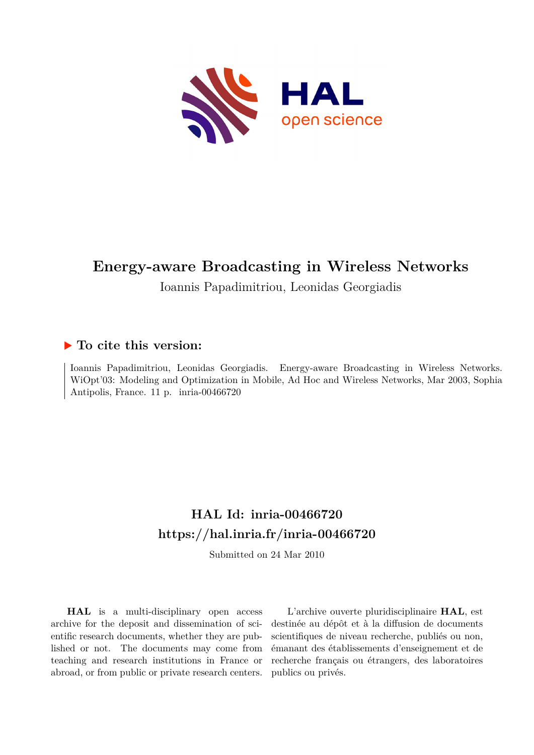# Energy-aware Broadcasting in Wireless Networks

Ioannis Papadimitriou, Leonidas Georgiadis

## ▶ To cite this version:

Ioannis Papadimitriou, Leonidas Georgiadis. Energy-aware Broadcasting in Wireless Networks. WiOpt'03: Modeling and Optimization in Mobile, Ad Hoc and Wireless Networks, Mar 2003, Sophia Antipolis, France. 11 p. inria-00466720

## HAL Id: inria-00466720
## https://hal.inria.fr/inria-00466720

Submitted on 24 Mar 2010

**HAL** is a multi-disciplinary open access archive for the deposit and dissemination of scientific research documents, whether they are published or not. The documents may come from teaching and research institutions in France or abroad, or from public or private research centers.

L'archive ouverte pluridisciplinaire **HAL**, est destinée au dépôt et à la diffusion de documents scientifiques de niveau recherche, publiés ou non, émanant des établissements d'enseignement et de recherche français ou étrangers, des laboratoires publics ou privés.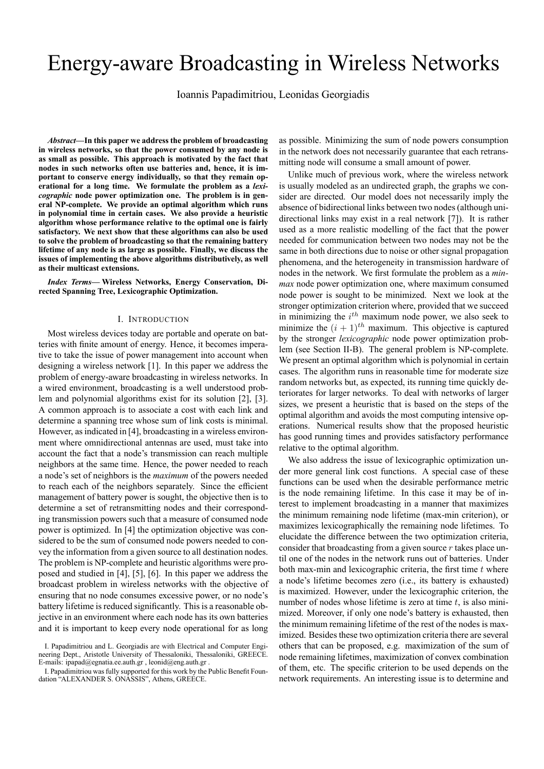# Energy-aware Broadcasting in Wireless Networks

Ioannis Papadimitriou, Leonidas Georgiadis

***Abstract*—In this paper we address the problem of broadcasting in wireless networks, so that the power consumed by any node is as small as possible. This approach is motivated by the fact that nodes in such networks often use batteries and, hence, it is important to conserve energy individually, so that they remain operational for a long time. We formulate the problem as a *lexicographic* node power optimization one. The problem is in general NP-complete. We provide an optimal algorithm which runs in polynomial time in certain cases. We also provide a heuristic algorithm whose performance relative to the optimal one is fairly satisfactory. We next show that these algorithms can also be used to solve the problem of broadcasting so that the remaining battery lifetime of any node is as large as possible. Finally, we discuss the issues of implementing the above algorithms distributively, as well as their multicast extensions.**

***Index Terms*— Wireless Networks, Energy Conservation, Directed Spanning Tree, Lexicographic Optimization.**

## I. Introduction

Most wireless devices today are portable and operate on batteries with finite amount of energy. Hence, it becomes imperative to take the issue of power management into account when designing a wireless network [1]. In this paper we address the problem of energy-aware broadcasting in wireless networks. In a wired environment, broadcasting is a well understood problem and polynomial algorithms exist for its solution [2], [3]. A common approach is to associate a cost with each link and determine a spanning tree whose sum of link costs is minimal. However, as indicated in [4], broadcasting in a wireless environment where omnidirectional antennas are used, must take into account the fact that a node's transmission can reach multiple neighbors at the same time. Hence, the power needed to reach a node's set of neighbors is the *maximum* of the powers needed to reach each of the neighbors separately. Since the efficient management of battery power is sought, the objective then is to determine a set of retransmitting nodes and their corresponding transmission powers such that a measure of consumed node power is optimized. In [4] the optimization objective was considered to be the sum of consumed node powers needed to convey the information from a given source to all destination nodes. The problem is NP-complete and heuristic algorithms were proposed and studied in [4], [5], [6]. In this paper we address the broadcast problem in wireless networks with the objective of ensuring that no node consumes excessive power, or no node's battery lifetime is reduced significantly. This is a reasonable objective in an environment where each node has its own batteries and it is important to keep every node operational for as long as possible. Minimizing the sum of node powers consumption in the network does not necessarily guarantee that each retransmitting node will consume a small amount of power.

Unlike much of previous work, where the wireless network is usually modeled as an undirected graph, the graphs we consider are directed. Our model does not necessarily imply the absence of bidirectional links between two nodes (although unidirectional links may exist in a real network [7]). It is rather used as a more realistic modelling of the fact that the power needed for communication between two nodes may not be the same in both directions due to noise or other signal propagation phenomena, and the heterogeneity in transmission hardware of nodes in the network. We first formulate the problem as a *min-max* node power optimization one, where maximum consumed node power is sought to be minimized. Next we look at the stronger optimization criterion where, provided that we succeed in minimizing the $i^{th}$ maximum node power, we also seek to minimize the $(i+1)^{th}$ maximum. This objective is captured by the stronger *lexicographic* node power optimization problem (see Section II-B). The general problem is NP-complete. We present an optimal algorithm which is polynomial in certain cases. The algorithm runs in reasonable time for moderate size random networks but, as expected, its running time quickly deteriorates for larger networks. To deal with networks of larger sizes, we present a heuristic that is based on the steps of the optimal algorithm and avoids the most computing intensive operations. Numerical results show that the proposed heuristic has good running times and provides satisfactory performance relative to the optimal algorithm.

We also address the issue of lexicographic optimization under more general link cost functions. A special case of these functions can be used when the desirable performance metric is the node remaining lifetime. In this case it may be of interest to implement broadcasting in a manner that maximizes the minimum remaining node lifetime (max-min criterion), or maximizes lexicographically the remaining node lifetimes. To elucidate the difference between the two optimization criteria, consider that broadcasting from a given source $r$ takes place until one of the nodes in the network runs out of batteries. Under both max-min and lexicographic criteria, the first time $t$ where a node's lifetime becomes zero (i.e., its battery is exhausted) is maximized. However, under the lexicographic criterion, the number of nodes whose lifetime is zero at time $t$, is also minimized. Moreover, if only one node's battery is exhausted, then the minimum remaining lifetime of the rest of the nodes is maximized. Besides these two optimization criteria there are several others that can be proposed, e.g. maximization of the sum of node remaining lifetimes, maximization of convex combination of them, etc. The specific criterion to be used depends on the network requirements. An interesting issue is to determine and

I. Papadimitriou and L. Georgiadis are with Electrical and Computer Engineering Dept., Aristotle University of Thessaloniki, Thessaloniki, GREECE. E-mails: ipapad@egnatia.ee.auth.gr , leonid@eng.auth.gr .

I. Papadimitriou was fully supported for this work by the Public Benefit Foundation "ALEXANDER S. ONASSIS", Athens, GREECE.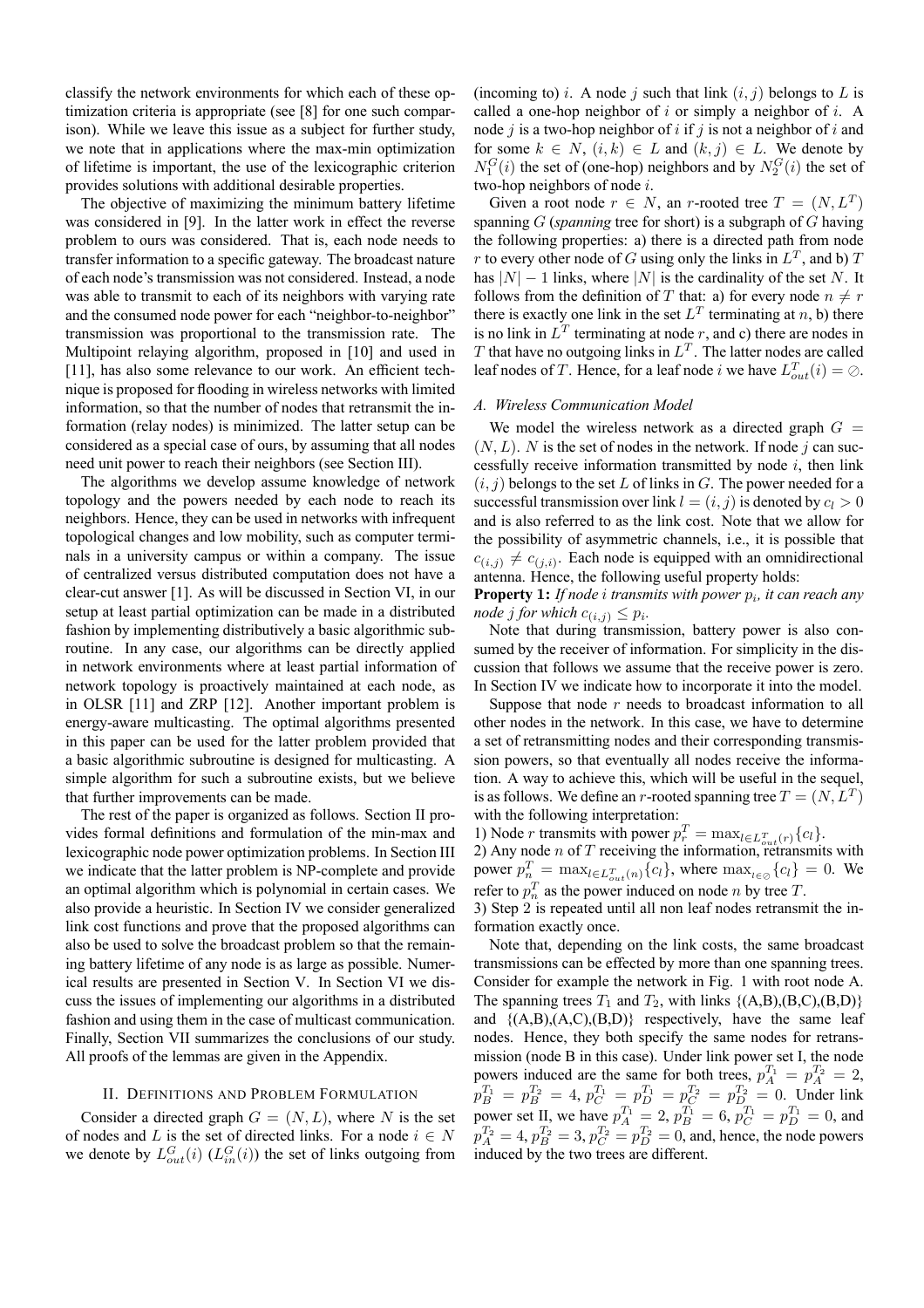classify the network environments for which each of these optimization criteria is appropriate (see [8] for one such comparison). While we leave this issue as a subject for further study, we note that in applications where the max-min optimization of lifetime is important, the use of the lexicographic criterion provides solutions with additional desirable properties.

The objective of maximizing the minimum battery lifetime was considered in [9]. In the latter work in effect the reverse problem to ours was considered. That is, each node needs to transfer information to a specific gateway. The broadcast nature of each node's transmission was not considered. Instead, a node was able to transmit to each of its neighbors with varying rate and the consumed node power for each "neighbor-to-neighbor" transmission was proportional to the transmission rate. The Multipoint relaying algorithm, proposed in [10] and used in [11], has also some relevance to our work. An efficient technique is proposed for flooding in wireless networks with limited information, so that the number of nodes that retransmit the information (relay nodes) is minimized. The latter setup can be considered as a special case of ours, by assuming that all nodes need unit power to reach their neighbors (see Section III).

The algorithms we develop assume knowledge of network topology and the powers needed by each node to reach its neighbors. Hence, they can be used in networks with infrequent topological changes and low mobility, such as computer terminals in a university campus or within a company. The issue of centralized versus distributed computation does not have a clear-cut answer [1]. As will be discussed in Section VI, in our setup at least partial optimization can be made in a distributed fashion by implementing distributively a basic algorithmic subroutine. In any case, our algorithms can be directly applied in network environments where at least partial information of network topology is proactively maintained at each node, as in OLSR [11] and ZRP [12]. Another important problem is energy-aware multicasting. The optimal algorithms presented in this paper can be used for the latter problem provided that a basic algorithmic subroutine is designed for multicasting. A simple algorithm for such a subroutine exists, but we believe that further improvements can be made.

The rest of the paper is organized as follows. Section II provides formal definitions and formulation of the min-max and lexicographic node power optimization problems. In Section III we indicate that the latter problem is NP-complete and provide an optimal algorithm which is polynomial in certain cases. We also provide a heuristic. In Section IV we consider generalized link cost functions and prove that the proposed algorithms can also be used to solve the broadcast problem so that the remaining battery lifetime of any node is as large as possible. Numerical results are presented in Section V. In Section VI we discuss the issues of implementing our algorithms in a distributed fashion and using them in the case of multicast communication. Finally, Section VII summarizes the conclusions of our study. All proofs of the lemmas are given in the Appendix.

## II. Definitions and Problem Formulation

Consider a directed graph $G = (N, L)$, where $N$ is the set of nodes and $L$ is the set of directed links. For a node $i \in N$ we denote by $L^G_{out}(i)$ ($L^G_{in}(i)$) the set of links outgoing from (incoming to) $i$. A node $j$ such that link $(i, j)$ belongs to $L$ is called a one-hop neighbor of $i$ or simply a neighbor of $i$. A node $j$ is a two-hop neighbor of $i$ if $j$ is not a neighbor of $i$ and for some $k \in N$, $(i, k) \in L$ and $(k, j) \in L$. We denote by $N^G_1(i)$ the set of (one-hop) neighbors and by $N^G_2(i)$ the set of two-hop neighbors of node $i$.

Given a root node $r \in N$, an $r$-rooted tree $T = (N, L^T)$ spanning $G$ (*spanning* tree for short) is a subgraph of $G$ having the following properties: a) there is a directed path from node $r$ to every other node of $G$ using only the links in $L^T$, and b) $T$ has $|N| - 1$ links, where $|N|$ is the cardinality of the set $N$. It follows from the definition of $T$ that: a) for every node $n \neq r$ there is exactly one link in the set $L^T$ terminating at $n$, b) there is no link in $L^T$ terminating at node $r$, and c) there are nodes in $T$ that have no outgoing links in $L^T$. The latter nodes are called leaf nodes of $T$. Hence, for a leaf node $i$ we have $L^T_{out}(i) = \oslash$.

### A. Wireless Communication Model

We model the wireless network as a directed graph $G = (N, L)$. $N$ is the set of nodes in the network. If node $j$ can successfully receive information transmitted by node $i$, then link $(i, j)$ belongs to the set $L$ of links in $G$. The power needed for a successful transmission over link $l = (i, j)$ is denoted by $c_l > 0$ and is also referred to as the link cost. Note that we allow for the possibility of asymmetric channels, i.e., it is possible that $c_{(i,j)} \neq c_{(j,i)}$. Each node is equipped with an omnidirectional antenna. Hence, the following useful property holds:

**Property 1:** *If node $i$ transmits with power $p_i$, it can reach any node $j$ for which $c_{(i,j)} \leq p_i$.*

Note that during transmission, battery power is also consumed by the receiver of information. For simplicity in the discussion that follows we assume that the receive power is zero. In Section IV we indicate how to incorporate it into the model.

Suppose that node $r$ needs to broadcast information to all other nodes in the network. In this case, we have to determine a set of retransmitting nodes and their corresponding transmission powers, so that eventually all nodes receive the information. A way to achieve this, which will be useful in the sequel, is as follows. We define an $r$-rooted spanning tree $T = (N, L^T)$ with the following interpretation:

1) Node $r$ transmits with power $p^T_r = \max_{l \in L^T_{out}(r)}\{c_l\}$.

2) Any node $n$ of $T$ receiving the information, retransmits with power $p^T_n = \max_{l \in L^T_{out}(n)}\{c_l\}$, where $\max_{l \in \oslash}\{c_l\} = 0$. We refer to $p^T_n$ as the power induced on node $n$ by tree $T$.

3) Step 2 is repeated until all non leaf nodes retransmit the information exactly once.

Note that, depending on the link costs, the same broadcast transmissions can be effected by more than one spanning trees. Consider for example the network in Fig. 1 with root node A. The spanning trees $T_1$ and $T_2$, with links {(A,B),(B,C),(B,D)} and {(A,B),(A,C),(B,D)} respectively, have the same leaf nodes. Hence, they both specify the same nodes for retransmission (node B in this case). Under link power set I, the node powers induced are the same for both trees, $p^{T_1}_A = p^{T_2}_A = 2$, $p^{T_1}_B = p^{T_2}_B = 4$, $p^{T_1}_C = p^{T_1}_D = p^{T_2}_C = p^{T_2}_D = 0$. Under link power set II, we have $p^{T_1}_A = 2$, $p^{T_1}_B = 6$, $p^{T_1}_C = p^{T_1}_D = 0$, and $p^{T_2}_A = 4$, $p^{T_2}_B = 3$, $p^{T_2}_C = p^{T_2}_D = 0$, and, hence, the node powers induced by the two trees are different.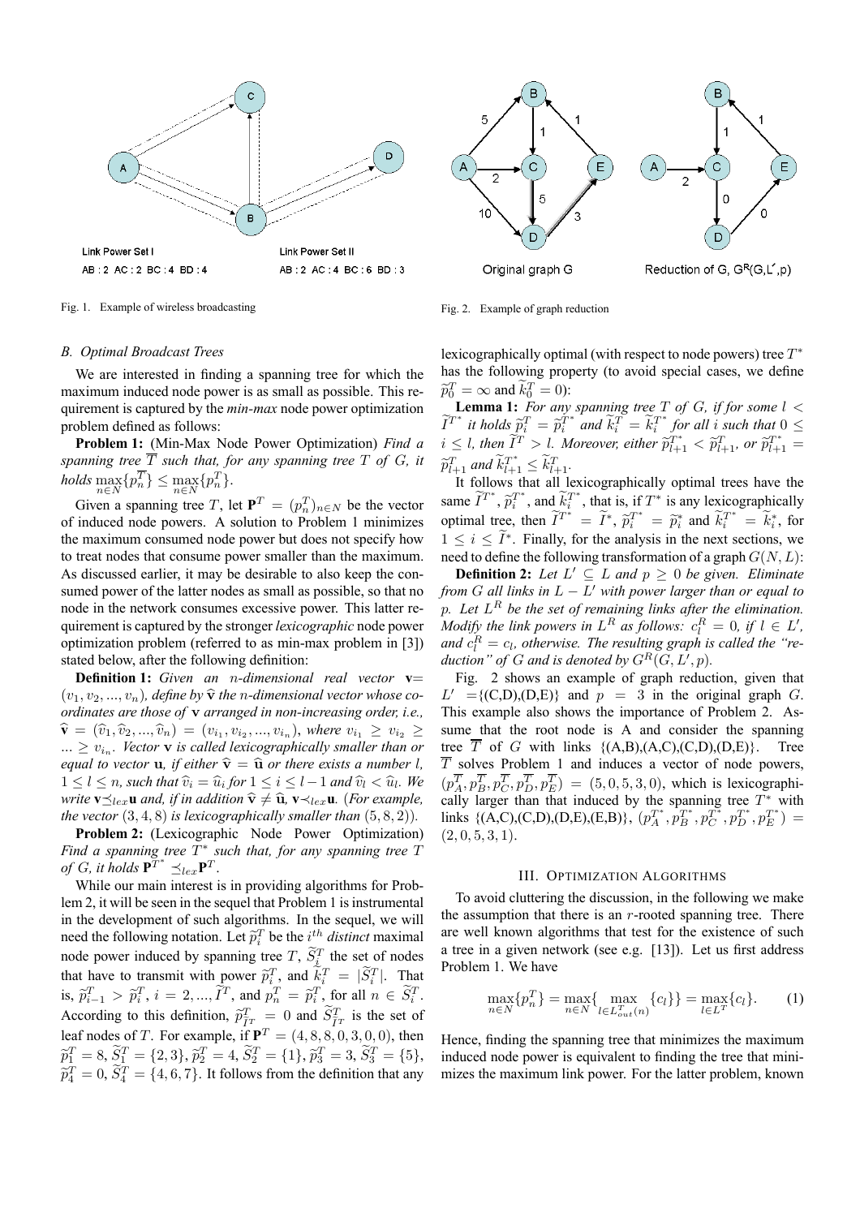Link Power Set I

AB : 2 AC : 2 BC : 4 BD : 4

Link Power Set II

AB : 2 AC : 4 BC : 6 BD : 3

Fig. 1. Example of wireless broadcasting

Original graph G

Reduction of G, $G^R(G,L',p)$

Fig. 2. Example of graph reduction

### B. Optimal Broadcast Trees

We are interested in finding a spanning tree for which the maximum induced node power is as small as possible. This requirement is captured by the *min-max* node power optimization problem defined as follows:

**Problem 1:** (Min-Max Node Power Optimization) *Find a spanning tree $\overline{T}$ such that, for any spanning tree $T$ of $G$, it holds $\max_{n\in N}\{p_n^{\overline{T}}\} \leq \max_{n\in N}\{p_n^T\}$.*

Given a spanning tree $T$, let $\mathbf{P}^T = (p_n^T)_{n\in N}$ be the vector of induced node powers. A solution to Problem 1 minimizes the maximum consumed node power but does not specify how to treat nodes that consume power smaller than the maximum. As discussed earlier, it may be desirable to also keep the consumed power of the latter nodes as small as possible, so that no node in the network consumes excessive power. This latter requirement is captured by the stronger *lexicographic* node power optimization problem (referred to as min-max problem in [3]) stated below, after the following definition:

**Definition 1:** *Given an $n$-dimensional real vector $\mathbf{v}=(v_1, v_2, ..., v_n)$, define by $\widehat{\mathbf{v}}$ the $n$-dimensional vector whose coordinates are those of $\mathbf{v}$ arranged in non-increasing order, i.e., $\widehat{\mathbf{v}} = (\widehat{v}_1, \widehat{v}_2, ..., \widehat{v}_n) = (v_{i_1}, v_{i_2}, ..., v_{i_n})$, where $v_{i_1} \geq v_{i_2} \geq ... \geq v_{i_n}$. Vector $\mathbf{v}$ is called lexicographically smaller than or equal to vector $\mathbf{u}$, if either $\widehat{\mathbf{v}} = \widehat{\mathbf{u}}$ or there exists a number $l$, $1 \leq l \leq n$, such that $\widehat{v}_i = \widehat{u}_i$ for $1 \leq i \leq l-1$ and $\widehat{v}_l < \widehat{u}_l$. We write $\mathbf{v} \preceq_{lex} \mathbf{u}$ and, if in addition $\widehat{\mathbf{v}} \neq \widehat{\mathbf{u}}$, $\mathbf{v} \prec_{lex} \mathbf{u}$. (For example, the vector $(3, 4, 8)$ is lexicographically smaller than $(5, 8, 2)$).*

**Problem 2:** (Lexicographic Node Power Optimization) *Find a spanning tree $T^*$ such that, for any spanning tree $T$ of $G$, it holds $\mathbf{P}^{T^*} \preceq_{lex} \mathbf{P}^T$.*

While our main interest is in providing algorithms for Problem 2, it will be seen in the sequel that Problem 1 is instrumental in the development of such algorithms. In the sequel, we will need the following notation. Let $\widetilde{p}_i^T$ be the $i^{th}$ *distinct* maximal node power induced by spanning tree $T$, $\widetilde{S}_i^T$ the set of nodes that have to transmit with power $\widetilde{p}_i^T$, and $\widetilde{k}_i^T = |\widetilde{S}_i^T|$. That is, $\widetilde{p}_{i-1}^T > \widetilde{p}_i^T$, $i = 2, ..., \widetilde{I}^T$, and $p_n^T = \widetilde{p}_i^T$, for all $n \in \widetilde{S}_i^T$. According to this definition, $\widetilde{p}_{\widetilde{I}^T}^T = 0$ and $\widetilde{S}_{\widetilde{I}^T}^T$ is the set of leaf nodes of $T$. For example, if $\mathbf{P}^T = (4, 8, 8, 0, 3, 0, 0)$, then $\widetilde{p}_1^T = 8$, $\widetilde{S}_1^T = \{2, 3\}$, $\widetilde{p}_2^T = 4$, $\widetilde{S}_2^T = \{1\}$, $\widetilde{p}_3^T = 3$, $\widetilde{S}_3^T = \{5\}$, $\widetilde{p}_4^T = 0$, $\widetilde{S}_4^T = \{4, 6, 7\}$. It follows from the definition that any lexicographically optimal (with respect to node powers) tree $T^*$ has the following property (to avoid special cases, we define $\widetilde{p}_0^T = \infty$ and $\widetilde{k}_0^T = 0$):

**Lemma 1:** *For any spanning tree $T$ of $G$, if for some $l < \widetilde{I}^{T^*}$ it holds $\widetilde{p}_i^T = \widetilde{p}_i^{T^*}$ and $\widetilde{k}_i^T = \widetilde{k}_i^{T^*}$ for all $i$ such that $0 \leq i \leq l$, then $\widetilde{I}^T > l$. Moreover, either $\widetilde{p}_{l+1}^{T^*} < \widetilde{p}_{l+1}^T$, or $\widetilde{p}_{l+1}^{T^*} = \widetilde{p}_{l+1}^T$ and $\widetilde{k}_{l+1}^{T^*} \leq \widetilde{k}_{l+1}^T$.*

It follows that all lexicographically optimal trees have the same $\widetilde{I}^{T^*}$, $\widetilde{p}_i^{T^*}$, and $\widetilde{k}_i^{T^*}$, that is, if $T^*$ is any lexicographically optimal tree, then $\widetilde{I}^{T^*} = \widetilde{I}^*$, $\widetilde{p}_i^{T^*} = \widetilde{p}_i^*$ and $\widetilde{k}_i^{T^*} = \widetilde{k}_i^*$, for $1 \leq i \leq \widetilde{I}^*$. Finally, for the analysis in the next sections, we need to define the following transformation of a graph $G(N, L)$:

**Definition 2:** *Let $L' \subseteq L$ and $p \geq 0$ be given. Eliminate from $G$ all links in $L - L'$ with power larger than or equal to $p$. Let $L^R$ be the set of remaining links after the elimination. Modify the link powers in $L^R$ as follows: $c_l^R = 0$, if $l \in L'$, and $c_l^R = c_l$, otherwise. The resulting graph is called the "reduction" of $G$ and is denoted by $G^R(G, L', p)$.*

Fig. 2 shows an example of graph reduction, given that $L'$ ={(C,D),(D,E)} and $p = 3$ in the original graph $G$. This example also shows the importance of Problem 2. Assume that the root node is A and consider the spanning tree $\overline{T}$ of $G$ with links {(A,B),(A,C),(C,D),(D,E)}. Tree $\overline{T}$ solves Problem 1 and induces a vector of node powers, $(p_A^{\overline{T}}, p_B^{\overline{T}}, p_C^{\overline{T}}, p_D^{\overline{T}}, p_E^{\overline{T}}) = (5, 0, 5, 3, 0)$, which is lexicographically larger than that induced by the spanning tree $T^*$ with links {(A,C),(C,D),(D,E),(E,B)}, $(p_A^{T^*}, p_B^{T^*}, p_C^{T^*}, p_D^{T^*}, p_E^{T^*}) = (2, 0, 5, 3, 1)$.

## III. Optimization Algorithms

To avoid cluttering the discussion, in the following we make the assumption that there is an $r$-rooted spanning tree. There are well known algorithms that test for the existence of such a tree in a given network (see e.g. [13]). Let us first address Problem 1. We have

$$\max_{n\in N}\{p_n^T\} = \max_{n\in N}\{\max_{l\in L_{out}^T(n)}\{c_l\}\} = \max_{l\in L^T}\{c_l\}. \quad (1)$$

Hence, finding the spanning tree that minimizes the maximum induced node power is equivalent to finding the tree that minimizes the maximum link power. For the latter problem, known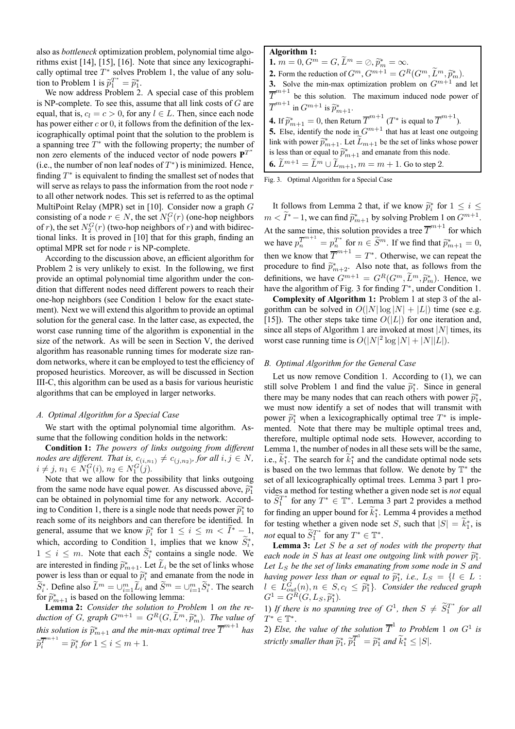also as *bottleneck* optimization problem, polynomial time algorithms exist [14], [15], [16]. Note that since any lexicographically optimal tree $T^*$ solves Problem 1, the value of any solution to Problem 1 is $\widetilde{p}_1^{T^*} = \widetilde{p}_1^*$.

We now address Problem 2. A special case of this problem is NP-complete. To see this, assume that all link costs of $G$ are equal, that is, $c_l = c > 0$, for any $l \in L$. Then, since each node has power either $c$ or 0, it follows from the definition of the lexicographically optimal point that the solution to the problem is a spanning tree $T^*$ with the following property; the number of non zero elements of the induced vector of node powers $\mathbf{P}^{T^*}$ (i.e., the number of non leaf nodes of $T^*$) is minimized. Hence, finding $T^*$ is equivalent to finding the smallest set of nodes that will serve as relays to pass the information from the root node $r$ to all other network nodes. This set is referred to as the optimal MultiPoint Relay (MPR) set in [10]. Consider now a graph $G$ consisting of a node $r \in N$, the set $N_1^G(r)$ (one-hop neighbors of $r$), the set $N_2^G(r)$ (two-hop neighbors of $r$) and with bidirectional links. It is proved in [10] that for this graph, finding an optimal MPR set for node $r$ is NP-complete.

According to the discussion above, an efficient algorithm for Problem 2 is very unlikely to exist. In the following, we first provide an optimal polynomial time algorithm under the condition that different nodes need different powers to reach their one-hop neighbors (see Condition 1 below for the exact statement). Next we will extend this algorithm to provide an optimal solution for the general case. In the latter case, as expected, the worst case running time of the algorithm is exponential in the size of the network. As will be seen in Section V, the derived algorithm has reasonable running times for moderate size random networks, where it can be employed to test the efficiency of proposed heuristics. Moreover, as will be discussed in Section III-C, this algorithm can be used as a basis for various heuristic algorithms that can be employed in larger networks.

### A. Optimal Algorithm for a Special Case

We start with the optimal polynomial time algorithm. Assume that the following condition holds in the network:

**Condition 1:** *The powers of links outgoing from different nodes are different. That is, $c_{(i,n_1)} \neq c_{(j,n_2)}$, for all $i, j \in N$, $i \neq j$, $n_1 \in N_1^G(i)$, $n_2 \in N_1^G(j)$.*

Note that we allow for the possibility that links outgoing from the same node have equal power. As discussed above, $\widetilde{p}_1^*$ can be obtained in polynomial time for any network. According to Condition 1, there is a single node that needs power $\widetilde{p}_1^*$ to reach some of its neighbors and can therefore be identified. In general, assume that we know $\widetilde{p}_i^*$ for $1 \leq i \leq m < \widetilde{I}^* - 1$, which, according to Condition 1, implies that we know $\widetilde{S}_i^*$, $1 \leq i \leq m$. Note that each $\widetilde{S}_i^*$ contains a single node. We are interested in finding $\widetilde{p}_{m+1}^*$. Let $\widetilde{L}_i$ be the set of links whose power is less than or equal to $\widetilde{p}_i^*$ and emanate from the node in $\widetilde{S}_i^*$. Define also $\widetilde{L}^m = \cup_{i=1}^m \widetilde{L}_i$ and $\widetilde{S}^m = \cup_{i=1}^m \widetilde{S}_i^*$. The search for $\widetilde{p}_{m+1}^*$ is based on the following lemma:

**Lemma 2:** *Consider the solution to Problem 1 on the reduction of $G$, graph $G^{m+1} = G^R(G, \widetilde{L}^m, \widetilde{p}_m^*)$. The value of this solution is $\widetilde{p}_{m+1}^*$ and the min-max optimal tree $\overline{T}^{m+1}$ has $\widetilde{p}_i^{\overline{T}^{m+1}} = \widetilde{p}_i^*$ for $1 \leq i \leq m+1$.*

**Algorithm 1:**

**1.** $m = 0, G^m = G, \widetilde{L}^m = \oslash, \widetilde{p}_m^* = \infty$.

**2.** Form the reduction of $G^m$, $G^{m+1} = G^R(G^m, \widetilde{L}^m, \widetilde{p}_m^*)$.

**3.** Solve the min-max optimization problem on $G^{m+1}$ and let $\overline{T}^{m+1}$ be this solution. The maximum induced node power of $\overline{T}^{m+1}$ in $G^{m+1}$ is $\widetilde{p}_{m+1}^*$.

**4.** If $\widetilde{p}_{m+1}^* = 0$, then Return $\overline{T}^{m+1}$ ($T^*$ is equal to $\overline{T}^{m+1}$).

**5.** Else, identify the node in $G^{m+1}$ that has at least one outgoing link with power $\widetilde{p}_{m+1}^*$. Let $\widetilde{L}_{m+1}$ be the set of links whose power is less than or equal to $\widetilde{p}_{m+1}^*$ and emanate from this node.

**6.** $\widetilde{L}^{m+1} = \widetilde{L}^m \cup \widetilde{L}_{m+1}$, $m = m + 1$. Go to step 2.

Fig. 3. Optimal Algorithm for a Special Case

It follows from Lemma 2 that, if we know $\widetilde{p}_i^*$ for $1 \leq i \leq m < \widetilde{I}^* - 1$, we can find $\widetilde{p}_{m+1}^*$ by solving Problem 1 on $G^{m+1}$. At the same time, this solution provides a tree $\overline{T}^{m+1}$ for which we have $p_n^{\overline{T}^{m+1}} = p_n^{T^*}$ for $n \in \widetilde{S}^m$. If we find that $\widetilde{p}_{m+1}^* = 0$, then we know that $\overline{T}^{m+1} = T^*$. Otherwise, we can repeat the procedure to find $\widetilde{p}_{m+2}^*$. Also note that, as follows from the definitions, we have $G^{m+1} = G^R(G^m, \widetilde{L}^m, \widetilde{p}_m^*)$. Hence, we have the algorithm of Fig. 3 for finding $T^*$, under Condition 1.

**Complexity of Algorithm 1:** Problem 1 at step 3 of the algorithm can be solved in $O(|N| \log |N| + |L|)$ time (see e.g. [15]). The other steps take time $O(|L|)$ for one iteration and, since all steps of Algorithm 1 are invoked at most $|N|$ times, its worst case running time is $O(|N|^2 \log |N| + |N||L|)$.

### B. Optimal Algorithm for the General Case

Let us now remove Condition 1. According to (1), we can still solve Problem 1 and find the value $\widetilde{p}_1^*$. Since in general there may be many nodes that can reach others with power $\widetilde{p}_1^*$, we must now identify a set of nodes that will transmit with power $\widetilde{p}_1^*$ when a lexicographically optimal tree $T^*$ is implemented. Note that there may be multiple optimal trees and, therefore, multiple optimal node sets. However, according to Lemma 1, the number of nodes in all these sets will be the same, i.e., $\widetilde{k}_1^*$. The search for $\widetilde{k}_1^*$ and the candidate optimal node sets is based on the two lemmas that follow. We denote by $\mathbb{T}^*$ the set of all lexicographically optimal trees. Lemma 3 part 1 provides a method for testing whether a given node set is *not* equal to $\widetilde{S}_1^{T^*}$ for any $T^* \in \mathbb{T}^*$. Lemma 3 part 2 provides a method for finding an upper bound for $\widetilde{k}_1^*$. Lemma 4 provides a method for testing whether a given node set $S$, such that $|S| = \widetilde{k}_1^*$, is *not* equal to $\widetilde{S}_1^{T^*}$ for any $T^* \in \mathbb{T}^*$.

**Lemma 3:** *Let $S$ be a set of nodes with the property that each node in $S$ has at least one outgoing link with power $\widetilde{p}_1^*$. Let $L_S$ be the set of links emanating from some node in $S$ and having power less than or equal to $\widetilde{p}_1^*$, i.e., $L_S = \{l \in L : l \in L_{out}^G(n), n \in S, c_l \leq \widetilde{p}_1^*\}$. Consider the reduced graph $G^1 = G^R(G, L_S, \widetilde{p}_1^*)$.*

1) *If there is no spanning tree of $G^1$, then $S \neq \widetilde{S}_1^{T^*}$ for all $T^* \in \mathbb{T}^*$.*

2) *Else, the value of the solution $\overline{T}^1$ to Problem 1 on $G^1$ is strictly smaller than $\widetilde{p}_1^*$, $\widetilde{p}_1^{\overline{T}^1} = \widetilde{p}_1^*$ and $\widetilde{k}_1^* \leq |S|$.*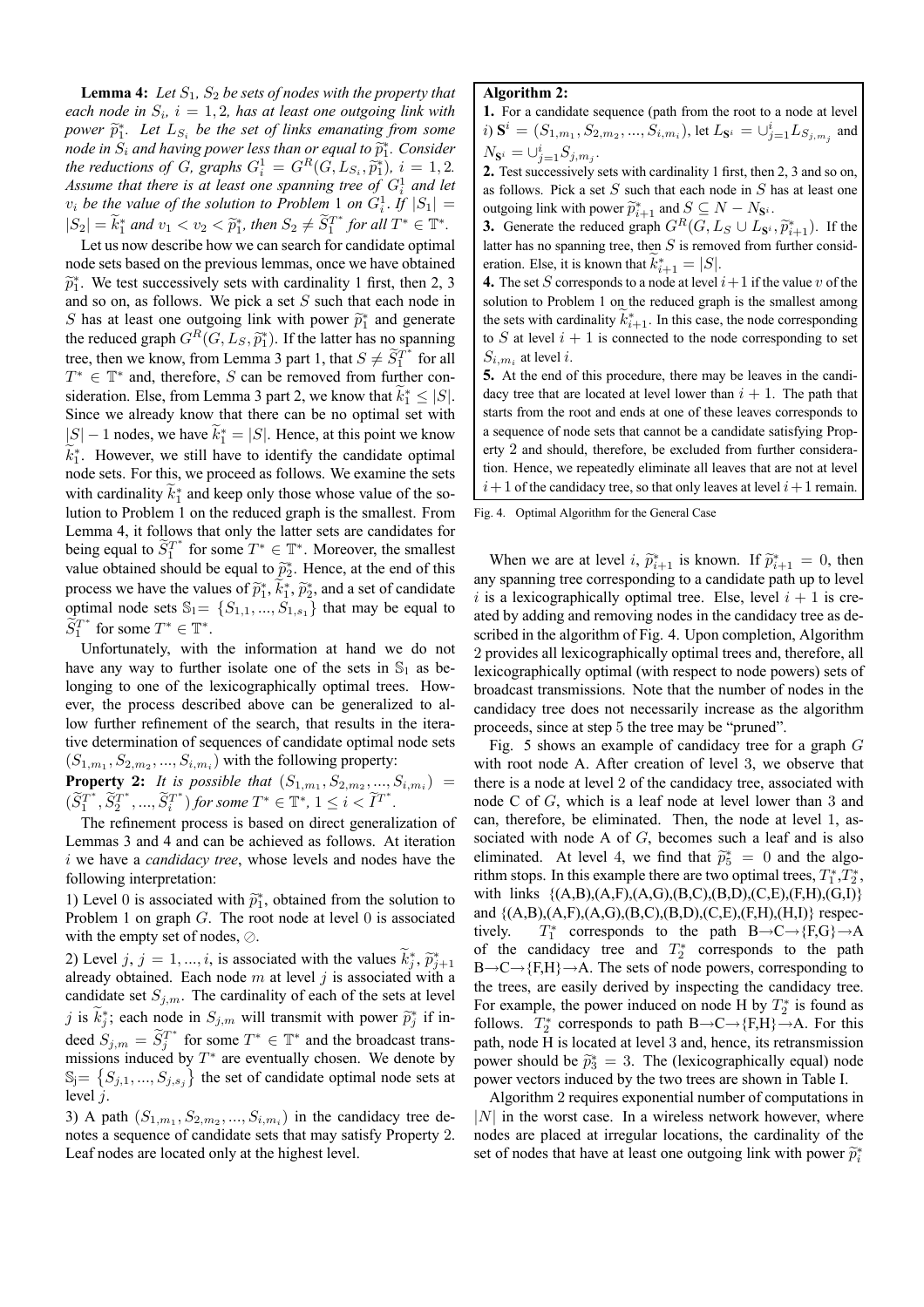**Lemma 4:** *Let $S_1$, $S_2$ be sets of nodes with the property that each node in $S_i$, $i = 1, 2$, has at least one outgoing link with power $\widetilde{p}_1^*$. Let $L_{S_i}$ be the set of links emanating from some node in $S_i$ and having power less than or equal to $\widetilde{p}_1^*$. Consider the reductions of $G$, graphs $G_i^1 = G^R(G, L_{S_i}, \widetilde{p}_1^*)$, $i = 1, 2$. Assume that there is at least one spanning tree of $G_i^1$ and let $v_i$ be the value of the solution to Problem 1 on $G_i^1$. If $|S_1| = |S_2| = \widetilde{k}_1^*$ and $v_1 < v_2 < \widetilde{p}_1^*$, then $S_2 \neq \widetilde{S}_1^{T^*}$ for all $T^* \in \mathbb{T}^*$.*

Let us now describe how we can search for candidate optimal node sets based on the previous lemmas, once we have obtained $\widetilde{p}_1^*$. We test successively sets with cardinality 1 first, then 2, 3 and so on, as follows. We pick a set $S$ such that each node in $S$ has at least one outgoing link with power $\widetilde{p}_1^*$ and generate the reduced graph $G^R(G, L_S, \widetilde{p}_1^*)$. If the latter has no spanning tree, then we know, from Lemma 3 part 1, that $S \neq \widetilde{S}_1^{T^*}$ for all $T^* \in \mathbb{T}^*$ and, therefore, $S$ can be removed from further consideration. Else, from Lemma 3 part 2, we know that $\widetilde{k}_1^* \leq |S|$. Since we already know that there can be no optimal set with $|S| - 1$ nodes, we have $\widetilde{k}_1^* = |S|$. Hence, at this point we know $\widetilde{k}_1^*$. However, we still have to identify the candidate optimal node sets. For this, we proceed as follows. We examine the sets with cardinality $\widetilde{k}_1^*$ and keep only those whose value of the solution to Problem 1 on the reduced graph is the smallest. From Lemma 4, it follows that only the latter sets are candidates for being equal to $\widetilde{S}_1^{T^*}$ for some $T^* \in \mathbb{T}^*$. Moreover, the smallest value obtained should be equal to $\widetilde{p}_2^*$. Hence, at the end of this process we have the values of $\widetilde{p}_1^*, \widetilde{k}_1^*, \widetilde{p}_2^*$, and a set of candidate optimal node sets $\mathbb{S}_1 = \{S_{1,1}, ..., S_{1,s_1}\}$ that may be equal to $\widetilde{S}_1^{T^*}$ for some $T^* \in \mathbb{T}^*$.

Unfortunately, with the information at hand we do not have any way to further isolate one of the sets in $\mathbb{S}_1$ as belonging to one of the lexicographically optimal trees. However, the process described above can be generalized to allow further refinement of the search, that results in the iterative determination of sequences of candidate optimal node sets $(S_{1,m_1}, S_{2,m_2}, ..., S_{i,m_i})$ with the following property:

**Property 2:** *It is possible that $(S_{1,m_1}, S_{2,m_2}, ..., S_{i,m_i}) = (\widetilde{S}_1^{T^*}, \widetilde{S}_2^{T^*}, ..., \widetilde{S}_i^{T^*})$ for some $T^* \in \mathbb{T}^*$, $1 \leq i < \widetilde{I}^{T^*}$.*

The refinement process is based on direct generalization of Lemmas 3 and 4 and can be achieved as follows. At iteration $i$ we have a *candidacy tree*, whose levels and nodes have the following interpretation:

1) Level 0 is associated with $\widetilde{p}_1^*$, obtained from the solution to Problem 1 on graph $G$. The root node at level 0 is associated with the empty set of nodes, $\oslash$.

2) Level $j$, $j = 1, ..., i$, is associated with the values $\widetilde{k}_j^*$, $\widetilde{p}_{j+1}^*$ already obtained. Each node $m$ at level $j$ is associated with a candidate set $S_{j,m}$. The cardinality of each of the sets at level $j$ is $\widetilde{k}_j^*$; each node in $S_{j,m}$ will transmit with power $\widetilde{p}_j^*$ if indeed $S_{j,m} = \widetilde{S}_j^{T^*}$ for some $T^* \in \mathbb{T}^*$ and the broadcast transmissions induced by $T^*$ are eventually chosen. We denote by $\mathbb{S}_j = \{S_{j,1}, ..., S_{j,s_j}\}$ the set of candidate optimal node sets at level $j$.

3) A path $(S_{1,m_1}, S_{2,m_2}, ..., S_{i,m_i})$ in the candidacy tree denotes a sequence of candidate sets that may satisfy Property 2. Leaf nodes are located only at the highest level.

**Algorithm 2:**

**1.** For a candidate sequence (path from the root to a node at level $i$) $\mathbf{S}^i = (S_{1,m_1}, S_{2,m_2}, ..., S_{i,m_i})$, let $L_{\mathbf{S}^i} = \cup_{j=1}^{i} L_{S_{j,m_j}}$ and $N_{\mathbf{S}^i} = \cup_{j=1}^{i} S_{j,m_j}$.

**2.** Test successively sets with cardinality 1 first, then 2, 3 and so on, as follows. Pick a set $S$ such that each node in $S$ has at least one outgoing link with power $\widetilde{p}_{i+1}^*$ and $S \subseteq N - N_{\mathbf{S}^i}$.

**3.** Generate the reduced graph $G^R(G, L_S \cup L_{\mathbf{S}^i}, \widetilde{p}_{i+1}^*)$. If the latter has no spanning tree, then $S$ is removed from further consideration. Else, it is known that $\widetilde{k}_{i+1}^* = |S|$.

**4.** The set $S$ corresponds to a node at level $i+1$ if the value $v$ of the solution to Problem 1 on the reduced graph is the smallest among the sets with cardinality $\widetilde{k}_{i+1}^*$. In this case, the node corresponding to $S$ at level $i+1$ is connected to the node corresponding to set $S_{i,m_i}$ at level $i$.

**5.** At the end of this procedure, there may be leaves in the candidacy tree that are located at level lower than $i+1$. The path that starts from the root and ends at one of these leaves corresponds to a sequence of node sets that cannot be a candidate satisfying Property 2 and should, therefore, be excluded from further consideration. Hence, we repeatedly eliminate all leaves that are not at level $i+1$ of the candidacy tree, so that only leaves at level $i+1$ remain.

Fig. 4. Optimal Algorithm for the General Case

When we are at level $i$, $\widetilde{p}_{i+1}^*$ is known. If $\widetilde{p}_{i+1}^* = 0$, then any spanning tree corresponding to a candidate path up to level $i$ is a lexicographically optimal tree. Else, level $i+1$ is created by adding and removing nodes in the candidacy tree as described in the algorithm of Fig. 4. Upon completion, Algorithm 2 provides all lexicographically optimal trees and, therefore, all lexicographically optimal (with respect to node powers) sets of broadcast transmissions. Note that the number of nodes in the candidacy tree does not necessarily increase as the algorithm proceeds, since at step 5 the tree may be "pruned".

Fig. 5 shows an example of candidacy tree for a graph $G$ with root node A. After creation of level 3, we observe that there is a node at level 2 of the candidacy tree, associated with node C of $G$, which is a leaf node at level lower than 3 and can, therefore, be eliminated. Then, the node at level 1, associated with node A of $G$, becomes such a leaf and is also eliminated. At level 4, we find that $\widetilde{p}_5^* = 0$ and the algorithm stops. In this example there are two optimal trees, $T_1^*, T_2^*$, with links {(A,B),(A,F),(A,G),(B,C),(B,D),(C,E),(F,H),(G,I)} and {(A,B),(A,F),(A,G),(B,C),(B,D),(C,E),(F,H),(H,I)} respectively. $T_1^*$ corresponds to the path B→C→{F,G}→A of the candidacy tree and $T_2^*$ corresponds to the path B→C→{F,H}→A. The sets of node powers, corresponding to the trees, are easily derived by inspecting the candidacy tree. For example, the power induced on node H by $T_2^*$ is found as follows. $T_2^*$ corresponds to path B→C→{F,H}→A. For this path, node H is located at level 3 and, hence, its retransmission power should be $\widetilde{p}_3^* = 3$. The (lexicographically equal) node power vectors induced by the two trees are shown in Table I.

Algorithm 2 requires exponential number of computations in $|N|$ in the worst case. In a wireless network however, where nodes are placed at irregular locations, the cardinality of the set of nodes that have at least one outgoing link with power $\widetilde{p}_i^*$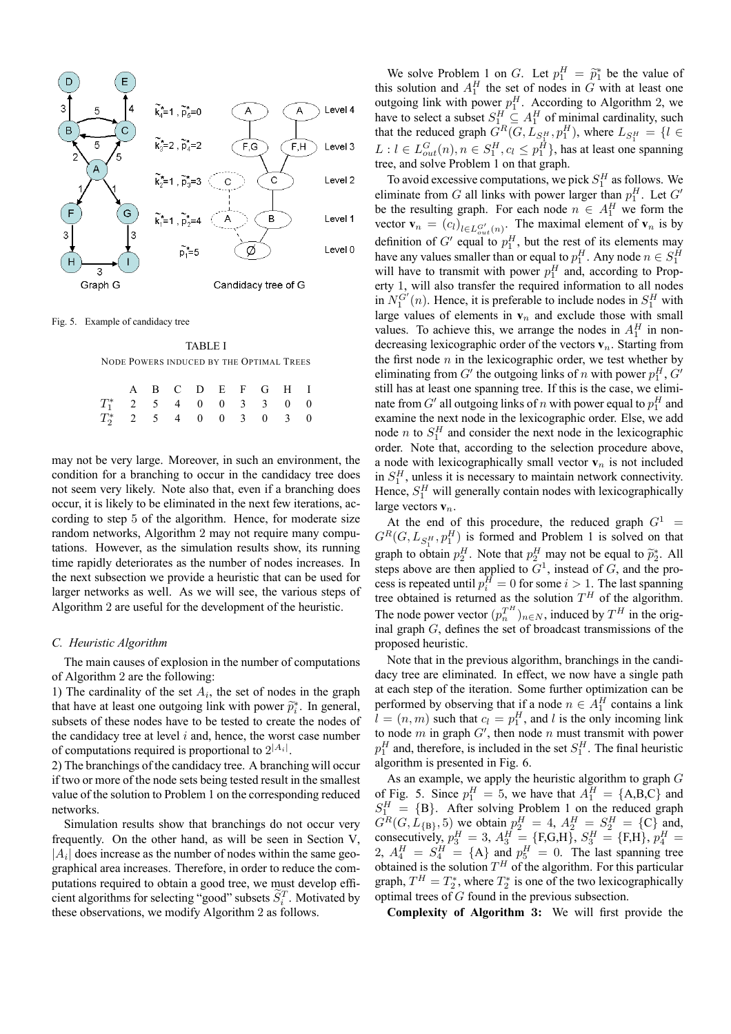Fig. 5. Example of candidacy tree

TABLE I
NODE POWERS INDUCED BY THE OPTIMAL TREES

| | A | B | C | D | E | F | G | H | I |
|---|---|---|---|---|---|---|---|---|---|
| $T_1^*$ | 2 | 5 | 4 | 0 | 0 | 3 | 3 | 0 | 0 |
| $T_2^*$ | 2 | 5 | 4 | 0 | 0 | 3 | 0 | 3 | 0 |

may not be very large. Moreover, in such an environment, the condition for a branching to occur in the candidacy tree does not seem very likely. Note also that, even if a branching does occur, it is likely to be eliminated in the next few iterations, according to step 5 of the algorithm. Hence, for moderate size random networks, Algorithm 2 may not require many computations. However, as the simulation results show, its running time rapidly deteriorates as the number of nodes increases. In the next subsection we provide a heuristic that can be used for larger networks as well. As we will see, the various steps of Algorithm 2 are useful for the development of the heuristic.

### C. Heuristic Algorithm

The main causes of explosion in the number of computations of Algorithm 2 are the following:

1) The cardinality of the set $A_i$, the set of nodes in the graph that have at least one outgoing link with power $\widetilde{p}_i^*$. In general, subsets of these nodes have to be tested to create the nodes of the candidacy tree at level $i$ and, hence, the worst case number of computations required is proportional to $2^{|A_i|}$.

2) The branchings of the candidacy tree. A branching will occur if two or more of the node sets being tested result in the smallest value of the solution to Problem 1 on the corresponding reduced networks.

Simulation results show that branchings do not occur very frequently. On the other hand, as will be seen in Section V, $|A_i|$ does increase as the number of nodes within the same geographical area increases. Therefore, in order to reduce the computations required to obtain a good tree, we must develop efficient algorithms for selecting "good" subsets $\widetilde{S}_i^T$. Motivated by these observations, we modify Algorithm 2 as follows.

We solve Problem 1 on $G$. Let $p_1^H = \widetilde{p}_1^*$ be the value of this solution and $A_1^H$ the set of nodes in $G$ with at least one outgoing link with power $p_1^H$. According to Algorithm 2, we have to select a subset $S_1^H \subseteq A_1^H$ of minimal cardinality, such that the reduced graph $G^R(G, L_{S_1^H}, p_1^H)$, where $L_{S_1^H} = \{l \in L : l \in L_{out}^G(n), n \in S_1^H, c_l \leq p_1^H\}$, has at least one spanning tree, and solve Problem 1 on that graph.

To avoid excessive computations, we pick $S_1^H$ as follows. We eliminate from $G$ all links with power larger than $p_1^H$. Let $G'$ be the resulting graph. For each node $n \in A_1^H$ we form the vector $\mathbf{v}_n = (c_l)_{l \in L_{out}^{G'}(n)}$. The maximal element of $\mathbf{v}_n$ is by definition of $G'$ equal to $p_1^H$, but the rest of its elements may have any values smaller than or equal to $p_1^H$. Any node $n \in S_1^H$ will have to transmit with power $p_1^H$ and, according to Property 1, will also transfer the required information to all nodes in $N_1^{G'}(n)$. Hence, it is preferable to include nodes in $S_1^H$ with large values of elements in $\mathbf{v}_n$ and exclude those with small values. To achieve this, we arrange the nodes in $A_1^H$ in non-decreasing lexicographic order of the vectors $\mathbf{v}_n$. Starting from the first node $n$ in the lexicographic order, we test whether by eliminating from $G'$ the outgoing links of $n$ with power $p_1^H$, $G'$ still has at least one spanning tree. If this is the case, we eliminate from $G'$ all outgoing links of $n$ with power equal to $p_1^H$ and examine the next node in the lexicographic order. Else, we add node $n$ to $S_1^H$ and consider the next node in the lexicographic order. Note that, according to the selection procedure above, a node with lexicographically small vector $\mathbf{v}_n$ is not included in $S_1^H$, unless it is necessary to maintain network connectivity. Hence, $S_1^H$ will generally contain nodes with lexicographically large vectors $\mathbf{v}_n$.

At the end of this procedure, the reduced graph $G^1 = G^R(G, L_{S_1^H}, p_1^H)$ is formed and Problem 1 is solved on that graph to obtain $p_2^H$. Note that $p_2^H$ may not be equal to $\widetilde{p}_2^*$. All steps above are then applied to $G^1$, instead of $G$, and the process is repeated until $p_i^H = 0$ for some $i > 1$. The last spanning tree obtained is returned as the solution $T^H$ of the algorithm. The node power vector $(p_n^{T^H})_{n \in N}$, induced by $T^H$ in the original graph $G$, defines the set of broadcast transmissions of the proposed heuristic.

Note that in the previous algorithm, branchings in the candidacy tree are eliminated. In effect, we now have a single path at each step of the iteration. Some further optimization can be performed by observing that if a node $n \in A_1^H$ contains a link $l = (n, m)$ such that $c_l = p_1^H$, and $l$ is the only incoming link to node $m$ in graph $G'$, then node $n$ must transmit with power $p_1^H$ and, therefore, is included in the set $S_1^H$. The final heuristic algorithm is presented in Fig. 6.

As an example, we apply the heuristic algorithm to graph $G$ of Fig. 5. Since $p_1^H = 5$, we have that $A_1^H = \{$A,B,C$\}$ and $S_1^H = \{$B$\}$. After solving Problem 1 on the reduced graph $G^R(G, L_{\{B\}}, 5)$ we obtain $p_2^H = 4$, $A_2^H = S_2^H = \{$C$\}$ and, consecutively, $p_3^H = 3$, $A_3^H = \{$F,G,H$\}$, $S_3^H = \{$F,H$\}$, $p_4^H = 2$, $A_4^H = S_4^H = \{$A$\}$ and $p_5^H = 0$. The last spanning tree obtained is the solution $T^H$ of the algorithm. For this particular graph, $T^H = T_2^*$, where $T_2^*$ is one of the two lexicographically optimal trees of $G$ found in the previous subsection.

**Complexity of Algorithm 3:** We will first provide the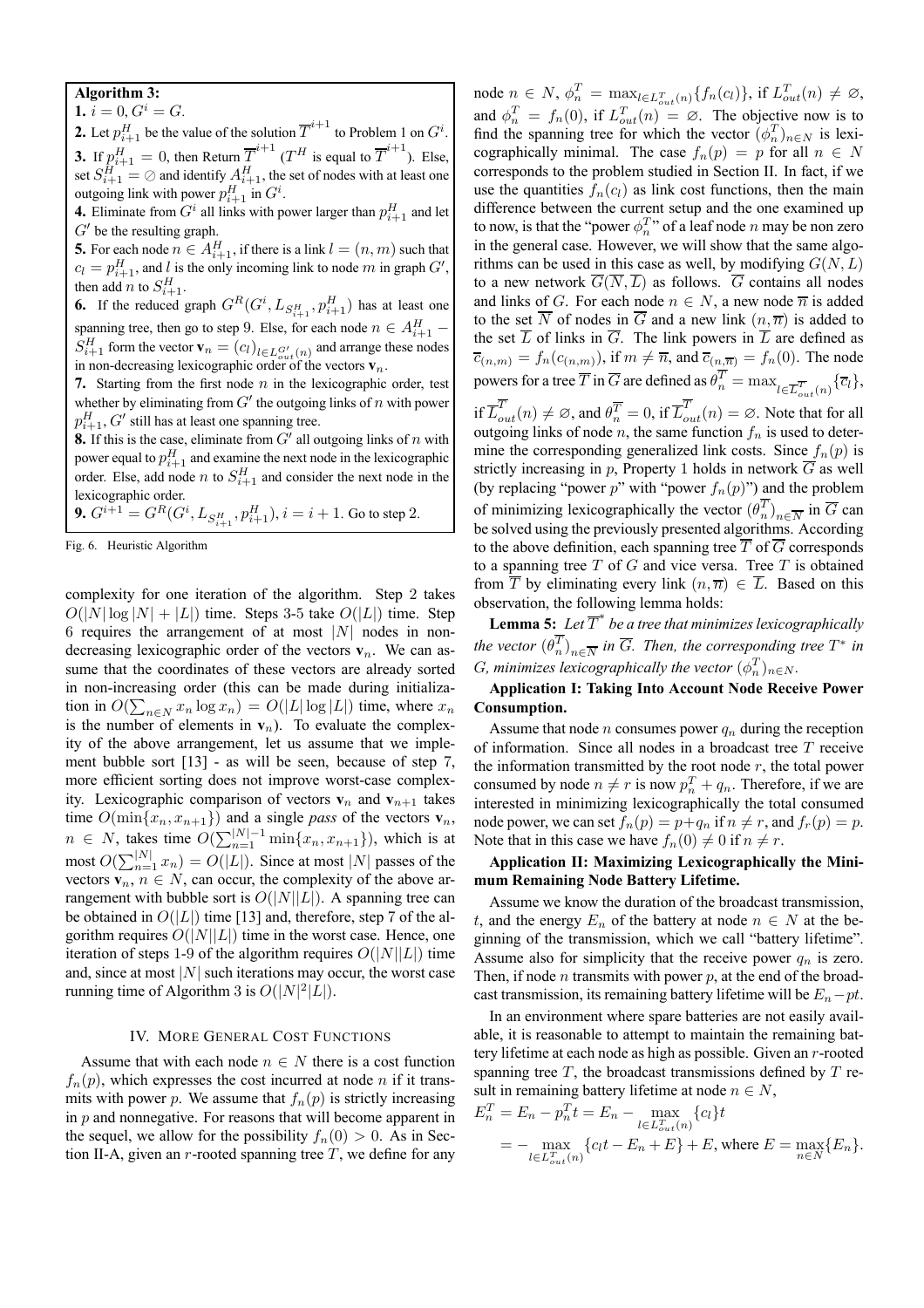**Algorithm 3:**

**1.** $i = 0, G^i = G$.

**2.** Let $p^H_{i+1}$ be the value of the solution $\overline{T}^{i+1}$ to Problem 1 on $G^i$.

**3.** If $p^H_{i+1} = 0$, then Return $\overline{T}^{i+1}$ ($T^H$ is equal to $\overline{T}^{i+1}$). Else, set $S^H_{i+1} = \oslash$ and identify $A^H_{i+1}$, the set of nodes with at least one outgoing link with power $p^H_{i+1}$ in $G^i$.

**4.** Eliminate from $G^i$ all links with power larger than $p^H_{i+1}$ and let $G'$ be the resulting graph.

**5.** For each node $n \in A^H_{i+1}$, if there is a link $l = (n, m)$ such that $c_l = p^H_{i+1}$, and $l$ is the only incoming link to node $m$ in graph $G'$, then add $n$ to $S^H_{i+1}$.

**6.** If the reduced graph $G^R(G^i, L_{S^H_{i+1}}, p^H_{i+1})$ has at least one spanning tree, then go to step 9. Else, for each node $n \in A^H_{i+1} - S^H_{i+1}$ form the vector $\mathbf{v}_n = (c_l)_{l \in L^{G'}_{out}(n)}$ and arrange these nodes in non-decreasing lexicographic order of the vectors $\mathbf{v}_n$.

**7.** Starting from the first node $n$ in the lexicographic order, test whether by eliminating from $G'$ the outgoing links of $n$ with power $p^H_{i+1}$, $G'$ still has at least one spanning tree.

**8.** If this is the case, eliminate from $G'$ all outgoing links of $n$ with power equal to $p^H_{i+1}$ and examine the next node in the lexicographic order. Else, add node $n$ to $S^H_{i+1}$ and consider the next node in the lexicographic order.

**9.** $G^{i+1} = G^R(G^i, L_{S^H_{i+1}}, p^H_{i+1})$, $i = i + 1$. Go to step 2.

Fig. 6. Heuristic Algorithm

complexity for one iteration of the algorithm. Step 2 takes $O(|N|\log|N| + |L|)$ time. Steps 3-5 take $O(|L|)$ time. Step 6 requires the arrangement of at most $|N|$ nodes in non-decreasing lexicographic order of the vectors $\mathbf{v}_n$. We can assume that the coordinates of these vectors are already sorted in non-increasing order (this can be made during initialization in $O(\sum_{n \in N} x_n \log x_n) = O(|L|\log|L|)$ time, where $x_n$ is the number of elements in $\mathbf{v}_n$). To evaluate the complexity of the above arrangement, let us assume that we implement bubble sort [13] - as will be seen, because of step 7, more efficient sorting does not improve worst-case complexity. Lexicographic comparison of vectors $\mathbf{v}_n$ and $\mathbf{v}_{n+1}$ takes time $O(\min\{x_n, x_{n+1}\})$ and a single *pass* of the vectors $\mathbf{v}_n$, $n \in N$, takes time $O(\sum_{n=1}^{|N|-1} \min\{x_n, x_{n+1}\})$, which is at most $O(\sum_{n=1}^{|N|} x_n) = O(|L|)$. Since at most $|N|$ passes of the vectors $\mathbf{v}_n$, $n \in N$, can occur, the complexity of the above arrangement with bubble sort is $O(|N||L|)$. A spanning tree can be obtained in $O(|L|)$ time [13] and, therefore, step 7 of the algorithm requires $O(|N||L|)$ time in the worst case. Hence, one iteration of steps 1-9 of the algorithm requires $O(|N||L|)$ time and, since at most $|N|$ such iterations may occur, the worst case running time of Algorithm 3 is $O(|N|^2|L|)$.

## IV. More General Cost Functions

Assume that with each node $n \in N$ there is a cost function $f_n(p)$, which expresses the cost incurred at node $n$ if it transmits with power $p$. We assume that $f_n(p)$ is strictly increasing in $p$ and nonnegative. For reasons that will become apparent in the sequel, we allow for the possibility $f_n(0) > 0$. As in Section II-A, given an $r$-rooted spanning tree $T$, we define for any node $n \in N$, $\phi^T_n = \max_{l \in L^T_{out}(n)}\{f_n(c_l)\}$, if $L^T_{out}(n) \neq \varnothing$, and $\phi^T_n = f_n(0)$, if $L^T_{out}(n) = \varnothing$. The objective now is to find the spanning tree for which the vector $(\phi^T_n)_{n \in N}$ is lexicographically minimal. The case $f_n(p) = p$ for all $n \in N$ corresponds to the problem studied in Section II. In fact, if we use the quantities $f_n(c_l)$ as link cost functions, then the main difference between the current setup and the one examined up to now, is that the "power $\phi^T_n$" of a leaf node $n$ may be non zero in the general case. However, we will show that the same algorithms can be used in this case as well, by modifying $G(N, L)$ to a new network $\overline{G}(\overline{N}, \overline{L})$ as follows. $\overline{G}$ contains all nodes and links of $G$. For each node $n \in N$, a new node $\overline{n}$ is added to the set $\overline{N}$ of nodes in $\overline{G}$ and a new link $(n, \overline{n})$ is added to the set $\overline{L}$ of links in $\overline{G}$. The link powers in $\overline{L}$ are defined as $\overline{c}_{(n,m)} = f_n(c_{(n,m)})$, if $m \neq \overline{n}$, and $\overline{c}_{(n,\overline{n})} = f_n(0)$. The node powers for a tree $\overline{T}$ in $\overline{G}$ are defined as $\theta^{\overline{T}}_n = \max_{l \in \overline{L}^{\overline{T}}_{out}(n)}\{\overline{c}_l\}$, if $\overline{L}^{\overline{T}}_{out}(n) \neq \varnothing$, and $\theta^{\overline{T}}_n = 0$, if $\overline{L}^{\overline{T}}_{out}(n) = \varnothing$. Note that for all outgoing links of node $n$, the same function $f_n$ is used to determine the corresponding generalized link costs. Since $f_n(p)$ is strictly increasing in $p$, Property 1 holds in network $\overline{G}$ as well (by replacing "power $p$" with "power $f_n(p)$") and the problem of minimizing lexicographically the vector $(\theta^{\overline{T}}_n)_{n \in \overline{N}}$ in $\overline{G}$ can be solved using the previously presented algorithms. According to the above definition, each spanning tree $\overline{T}$ of $\overline{G}$ corresponds to a spanning tree $T$ of $G$ and vice versa. Tree $T$ is obtained from $\overline{T}$ by eliminating every link $(n, \overline{n}) \in \overline{L}$. Based on this observation, the following lemma holds:

**Lemma 5:** *Let $\overline{T}^*$ be a tree that minimizes lexicographically the vector $(\theta^{\overline{T}}_n)_{n \in \overline{N}}$ in $\overline{G}$. Then, the corresponding tree $T^*$ in $G$, minimizes lexicographically the vector $(\phi^T_n)_{n \in N}$.*

**Application I: Taking Into Account Node Receive Power Consumption.**

Assume that node $n$ consumes power $q_n$ during the reception of information. Since all nodes in a broadcast tree $T$ receive the information transmitted by the root node $r$, the total power consumed by node $n \neq r$ is now $p^T_n + q_n$. Therefore, if we are interested in minimizing lexicographically the total consumed node power, we can set $f_n(p) = p + q_n$ if $n \neq r$, and $f_r(p) = p$. Note that in this case we have $f_n(0) \neq 0$ if $n \neq r$.

**Application II: Maximizing Lexicographically the Minimum Remaining Node Battery Lifetime.**

Assume we know the duration of the broadcast transmission, $t$, and the energy $E_n$ of the battery at node $n \in N$ at the beginning of the transmission, which we call "battery lifetime". Assume also for simplicity that the receive power $q_n$ is zero. Then, if node $n$ transmits with power $p$, at the end of the broadcast transmission, its remaining battery lifetime will be $E_n - pt$.

In an environment where spare batteries are not easily available, it is reasonable to attempt to maintain the remaining battery lifetime at each node as high as possible. Given an $r$-rooted spanning tree $T$, the broadcast transmissions defined by $T$ result in remaining battery lifetime at node $n \in N$,

$$E^T_n = E_n - p^T_n t = E_n - \max_{l \in L^T_{out}(n)}\{c_l\}t$$
$$= -\max_{l \in L^T_{out}(n)}\{c_l t - E_n + E\} + E, \text{ where } E = \max_{n \in N}\{E_n\}.$$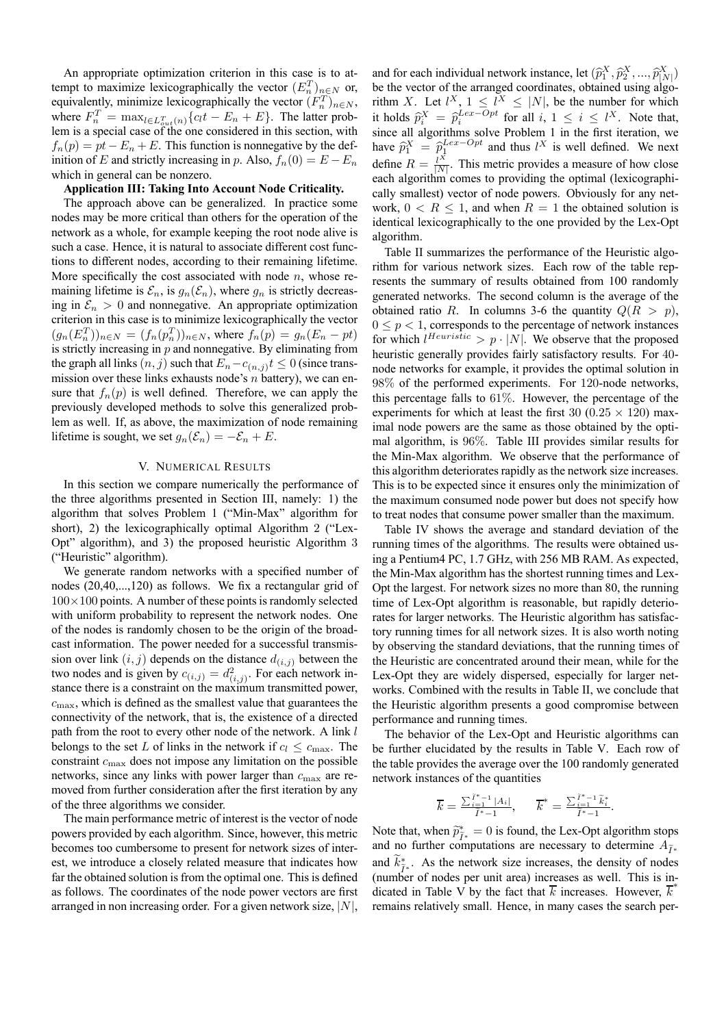An appropriate optimization criterion in this case is to attempt to maximize lexicographically the vector $(E_n^T)_{n\in N}$ or, equivalently, minimize lexicographically the vector $(F_n^T)_{n\in N}$, where $F_n^T = \max_{l\in L_{out}^T(n)}\{c_l t - E_n + E\}$. The latter problem is a special case of the one considered in this section, with $f_n(p) = pt - E_n + E$. This function is nonnegative by the definition of $E$ and strictly increasing in $p$. Also, $f_n(0) = E - E_n$ which in general can be nonzero.

**Application III: Taking Into Account Node Criticality.**

The approach above can be generalized. In practice some nodes may be more critical than others for the operation of the network as a whole, for example keeping the root node alive is such a case. Hence, it is natural to associate different cost functions to different nodes, according to their remaining lifetime. More specifically the cost associated with node $n$, whose remaining lifetime is $\mathcal{E}_n$, is $g_n(\mathcal{E}_n)$, where $g_n$ is strictly decreasing in $\mathcal{E}_n > 0$ and nonnegative. An appropriate optimization criterion in this case is to minimize lexicographically the vector $(g_n(E_n^T))_{n\in N} = (f_n(p_n^T))_{n\in N}$, where $f_n(p) = g_n(E_n - pt)$ is strictly increasing in $p$ and nonnegative. By eliminating from the graph all links $(n, j)$ such that $E_n - c_{(n,j)}t \le 0$ (since transmission over these links exhausts node's $n$ battery), we can ensure that $f_n(p)$ is well defined. Therefore, we can apply the previously developed methods to solve this generalized problem as well. If, as above, the maximization of node remaining lifetime is sought, we set $g_n(\mathcal{E}_n) = -\mathcal{E}_n + E$.

## V. Numerical Results

In this section we compare numerically the performance of the three algorithms presented in Section III, namely: 1) the algorithm that solves Problem 1 ("Min-Max" algorithm for short), 2) the lexicographically optimal Algorithm 2 ("Lex-Opt" algorithm), and 3) the proposed heuristic Algorithm 3 ("Heuristic" algorithm).

We generate random networks with a specified number of nodes (20,40,...,120) as follows. We fix a rectangular grid of $100\times 100$ points. A number of these points is randomly selected with uniform probability to represent the network nodes. One of the nodes is randomly chosen to be the origin of the broadcast information. The power needed for a successful transmission over link $(i, j)$ depends on the distance $d_{(i,j)}$ between the two nodes and is given by $c_{(i,j)} = d^2_{(i,j)}$. For each network instance there is a constraint on the maximum transmitted power, $c_{\max}$, which is defined as the smallest value that guarantees the connectivity of the network, that is, the existence of a directed path from the root to every other node of the network. A link $l$ belongs to the set $L$ of links in the network if $c_l \le c_{\max}$. The constraint $c_{\max}$ does not impose any limitation on the possible networks, since any links with power larger than $c_{\max}$ are removed from further consideration after the first iteration by any of the three algorithms we consider.

The main performance metric of interest is the vector of node powers provided by each algorithm. Since, however, this metric becomes too cumbersome to present for network sizes of interest, we introduce a closely related measure that indicates how far the obtained solution is from the optimal one. This is defined as follows. The coordinates of the node power vectors are first arranged in non increasing order. For a given network size, $|N|$, and for each individual network instance, let $(\widehat{p}_1^X, \widehat{p}_2^X, ..., \widehat{p}_{|N|}^X)$ be the vector of the arranged coordinates, obtained using algorithm $X$. Let $l^X$, $1 \le l^X \le |N|$, be the number for which it holds $\widehat{p}_i^X = \widehat{p}_i^{Lex-Opt}$ for all $i$, $1 \le i \le l^X$. Note that, since all algorithms solve Problem 1 in the first iteration, we have $\widehat{p}_1^X = \widehat{p}_1^{Lex-Opt}$ and thus $l^X$ is well defined. We next define $R = \frac{l^X}{|N|}$. This metric provides a measure of how close each algorithm comes to providing the optimal (lexicographically smallest) vector of node powers. Obviously for any network, $0 < R \le 1$, and when $R = 1$ the obtained solution is identical lexicographically to the one provided by the Lex-Opt algorithm.

Table II summarizes the performance of the Heuristic algorithm for various network sizes. Each row of the table represents the summary of results obtained from 100 randomly generated networks. The second column is the average of the obtained ratio $R$. In columns 3-6 the quantity $Q(R > p)$, $0 \le p < 1$, corresponds to the percentage of network instances for which $l^{Heuristic} > p \cdot |N|$. We observe that the proposed heuristic generally provides fairly satisfactory results. For 40-node networks for example, it provides the optimal solution in 98% of the performed experiments. For 120-node networks, this percentage falls to 61%. However, the percentage of the experiments for which at least the first 30 ($0.25 \times 120$) maximal node powers are the same as those obtained by the optimal algorithm, is 96%. Table III provides similar results for the Min-Max algorithm. We observe that the performance of this algorithm deteriorates rapidly as the network size increases. This is to be expected since it ensures only the minimization of the maximum consumed node power but does not specify how to treat nodes that consume power smaller than the maximum.

Table IV shows the average and standard deviation of the running times of the algorithms. The results were obtained using a Pentium4 PC, 1.7 GHz, with 256 MB RAM. As expected, the Min-Max algorithm has the shortest running times and Lex-Opt the largest. For network sizes no more than 80, the running time of Lex-Opt algorithm is reasonable, but rapidly deteriorates for larger networks. The Heuristic algorithm has satisfactory running times for all network sizes. It is also worth noting by observing the standard deviations, that the running times of the Heuristic are concentrated around their mean, while for the Lex-Opt they are widely dispersed, especially for larger networks. Combined with the results in Table II, we conclude that the Heuristic algorithm presents a good compromise between performance and running times.

The behavior of the Lex-Opt and Heuristic algorithms can be further elucidated by the results in Table V. Each row of the table provides the average over the 100 randomly generated network instances of the quantities

$$\overline{k} = \frac{\sum_{i=1}^{\widetilde{I}^*-1} |A_i|}{\widetilde{I}^*-1}, \qquad \overline{k}^* = \frac{\sum_{i=1}^{\widetilde{I}^*-1} \widetilde{k}_i^*}{\widetilde{I}^*-1}.$$

Note that, when $\widetilde{p}^*_{\widetilde{I}^*} = 0$ is found, the Lex-Opt algorithm stops and no further computations are necessary to determine $A_{\widetilde{I}^*}$ and $\widetilde{k}^*_{\widetilde{I}^*}$. As the network size increases, the density of nodes (number of nodes per unit area) increases as well. This is indicated in Table V by the fact that $\overline{k}$ increases. However, $\overline{k}^*$ remains relatively small. Hence, in many cases the search per-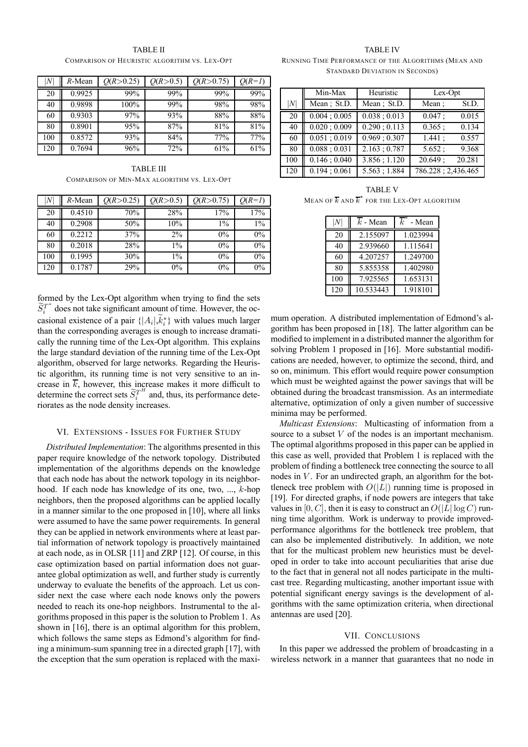TABLE II

COMPARISON OF HEURISTIC ALGORITHM VS. LEX-OPT

| $\|N\|$ | $R$-Mean | $Q(R{>}0.25)$ | $Q(R{>}0.5)$ | $Q(R{>}0.75)$ | $Q(R{=}1)$ |
|---|---|---|---|---|---|
| 20 | 0.9925 | 99% | 99% | 99% | 99% |
| 40 | 0.9898 | 100% | 99% | 98% | 98% |
| 60 | 0.9303 | 97% | 93% | 88% | 88% |
| 80 | 0.8901 | 95% | 87% | 81% | 81% |
| 100 | 0.8572 | 93% | 84% | 77% | 77% |
| 120 | 0.7694 | 96% | 72% | 61% | 61% |

TABLE III

COMPARISON OF MIN-MAX ALGORITHM VS. LEX-OPT

| $\|N\|$ | $R$-Mean | $Q(R{>}0.25)$ | $Q(R{>}0.5)$ | $Q(R{>}0.75)$ | $Q(R{=}1)$ |
|---|---|---|---|---|---|
| 20 | 0.4510 | 70% | 28% | 17% | 17% |
| 40 | 0.2908 | 50% | 10% | 1% | 1% |
| 60 | 0.2212 | 37% | 2% | 0% | 0% |
| 80 | 0.2018 | 28% | 1% | 0% | 0% |
| 100 | 0.1995 | 30% | 1% | 0% | 0% |
| 120 | 0.1787 | 29% | 0% | 0% | 0% |

formed by the Lex-Opt algorithm when trying to find the sets $\widetilde{S}_i^{T^*}$ does not take significant amount of time. However, the occasional existence of a pair $\{|A_i|,\widetilde{k}_i^*\}$ with values much larger than the corresponding averages is enough to increase dramatically the running time of the Lex-Opt algorithm. This explains the large standard deviation of the running time of the Lex-Opt algorithm, observed for large networks. Regarding the Heuristic algorithm, its running time is not very sensitive to an increase in $\overline{k}$, however, this increase makes it more difficult to determine the correct sets $\widetilde{S}_i^{T^H}$ and, thus, its performance deteriorates as the node density increases.

## VI. EXTENSIONS - ISSUES FOR FURTHER STUDY

*Distributed Implementation*: The algorithms presented in this paper require knowledge of the network topology. Distributed implementation of the algorithms depends on the knowledge that each node has about the network topology in its neighborhood. If each node has knowledge of its one, two, ..., $k$-hop neighbors, then the proposed algorithms can be applied locally in a manner similar to the one proposed in [10], where all links were assumed to have the same power requirements. In general they can be applied in network environments where at least partial information of network topology is proactively maintained at each node, as in OLSR [11] and ZRP [12]. Of course, in this case optimization based on partial information does not guarantee global optimization as well, and further study is currently underway to evaluate the benefits of the approach. Let us consider next the case where each node knows only the powers needed to reach its one-hop neighbors. Instrumental to the algorithms proposed in this paper is the solution to Problem 1. As shown in [16], there is an optimal algorithm for this problem, which follows the same steps as Edmond's algorithm for finding a minimum-sum spanning tree in a directed graph [17], with the exception that the sum operation is replaced with the maximum operation. A distributed implementation of Edmond's algorithm has been proposed in [18]. The latter algorithm can be modified to implement in a distributed manner the algorithm for solving Problem 1 proposed in [16]. More substantial modifications are needed, however, to optimize the second, third, and so on, minimum. This effort would require power consumption which must be weighted against the power savings that will be obtained during the broadcast transmission. As an intermediate alternative, optimization of only a given number of successive minima may be performed.

*Multicast Extensions*: Multicasting of information from a source to a subset $V$ of the nodes is an important mechanism. The optimal algorithms proposed in this paper can be applied in this case as well, provided that Problem 1 is replaced with the problem of finding a bottleneck tree connecting the source to all nodes in $V$. For an undirected graph, an algorithm for the bottleneck tree problem with $O(|L|)$ running time is proposed in [19]. For directed graphs, if node powers are integers that take values in $[0, C]$, then it is easy to construct an $O(|L|\log C)$ running time algorithm. Work is underway to provide improved-performance algorithms for the bottleneck tree problem, that can also be implemented distributively. In addition, we note that for the multicast problem new heuristics must be developed in order to take into account peculiarities that arise due to the fact that in general not all nodes participate in the multicast tree. Regarding multicasting, another important issue with potential significant energy savings is the development of algorithms with the same optimization criteria, when directional antennas are used [20].

TABLE IV

RUNNING TIME PERFORMANCE OF THE ALGORITHMS (MEAN AND STANDARD DEVIATION IN SECONDS)

| | Min-Max | Heuristic | Lex-Opt |
|---|---|---|---|
| $\|N\|$ | Mean ; St.D. | Mean ; St.D. | Mean ; St.D. |
| 20 | 0.004 ; 0.005 | 0.038 ; 0.013 | 0.047 ; 0.015 |
| 40 | 0.020 ; 0.009 | 0.290 ; 0.113 | 0.365 ; 0.134 |
| 60 | 0.051 ; 0.019 | 0.969 ; 0.307 | 1.441 ; 0.557 |
| 80 | 0.088 ; 0.031 | 2.163 ; 0.787 | 5.652 ; 9.368 |
| 100 | 0.146 ; 0.040 | 3.856 ; 1.120 | 20.649 ; 20.281 |
| 120 | 0.194 ; 0.061 | 5.563 ; 1.884 | 786.228 ; 2,436.465 |

TABLE V

MEAN OF $\overline{k}$ AND $\overline{k}^*$ FOR THE LEX-OPT ALGORITHM

| $\|N\|$ | $\overline{k}$ - Mean | $\overline{k}^*$ - Mean |
|---|---|---|
| 20 | 2.155097 | 1.023994 |
| 40 | 2.939660 | 1.115641 |
| 60 | 4.207257 | 1.249700 |
| 80 | 5.855358 | 1.402980 |
| 100 | 7.925565 | 1.653131 |
| 120 | 10.533443 | 1.918101 |

## VII. CONCLUSIONS

In this paper we addressed the problem of broadcasting in a wireless network in a manner that guarantees that no node in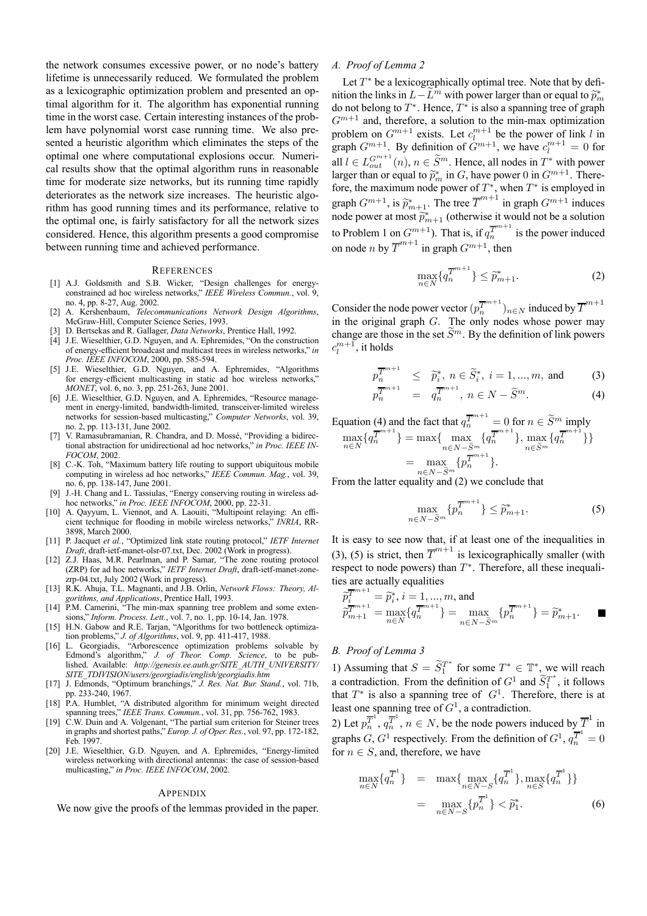the network consumes excessive power, or no node's battery lifetime is unnecessarily reduced. We formulated the problem as a lexicographic optimization problem and presented an optimal algorithm for it. The algorithm has exponential running time in the worst case. Certain interesting instances of the problem have polynomial worst case running time. We also presented a heuristic algorithm which eliminates the steps of the optimal one where computational explosions occur. Numerical results show that the optimal algorithm runs in reasonable time for moderate size networks, but its running time rapidly deteriorates as the network size increases. The heuristic algorithm has good running times and its performance, relative to the optimal one, is fairly satisfactory for all the network sizes considered. Hence, this algorithm presents a good compromise between running time and achieved performance.

## References

[1] A.J. Goldsmith and S.B. Wicker, "Design challenges for energy-constrained ad hoc wireless networks," *IEEE Wireless Commun.*, vol. 9, no. 4, pp. 8-27, Aug. 2002.

[2] A. Kershenbaum, *Telecommunications Network Design Algorithms*, McGraw-Hill, Computer Science Series, 1993.

[3] D. Bertsekas and R. Gallager, *Data Networks*, Prentice Hall, 1992.

[4] J.E. Wieselthier, G.D. Nguyen, and A. Ephremides, "On the construction of energy-efficient broadcast and multicast trees in wireless networks," *in Proc. IEEE INFOCOM*, 2000, pp. 585-594.

[5] J.E. Wieselthier, G.D. Nguyen, and A. Ephremides, "Algorithms for energy-efficient multicasting in static ad hoc wireless networks," *MONET*, vol. 6, no. 3, pp. 251-263, June 2001.

[6] J.E. Wieselthier, G.D. Nguyen, and A. Ephremides, "Resource management in energy-limited, bandwidth-limited, transceiver-limited wireless networks for session-based multicasting," *Computer Networks*, vol. 39, no. 2, pp. 113-131, June 2002.

[7] V. Ramasubramanian, R. Chandra, and D. Mossé, "Providing a bidirectional abstraction for unidirectional ad hoc networks," *in Proc. IEEE INFOCOM*, 2002.

[8] C.-K. Toh, "Maximum battery life routing to support ubiquitous mobile computing in wireless ad hoc networks," *IEEE Commun. Mag.*, vol. 39, no. 6, pp. 138-147, June 2001.

[9] J.-H. Chang and L. Tassiulas, "Energy conserving routing in wireless ad-hoc networks," *in Proc. IEEE INFOCOM*, 2000, pp. 22-31.

[10] A. Qayyum, L. Viennot, and A. Laouiti, "Multipoint relaying: An efficient technique for flooding in mobile wireless networks," *INRIA*, RR-3898, March 2000.

[11] P. Jacquet *et al.*, "Optimized link state routing protocol," *IETF Internet Draft*, draft-ietf-manet-olsr-07.txt, Dec. 2002 (Work in progress).

[12] Z.J. Haas, M.R. Pearlman, and P. Samar, "The zone routing protocol (ZRP) for ad hoc networks," *IETF Internet Draft*, draft-ietf-manet-zone-zrp-04.txt, July 2002 (Work in progress).

[13] R.K. Ahuja, T.L. Magnanti, and J.B. Orlin, *Network Flows: Theory, Algorithms, and Applications*, Prentice Hall, 1993.

[14] P.M. Camerini, "The min-max spanning tree problem and some extensions," *Inform. Process. Lett.*, vol. 7, no. 1, pp. 10-14, Jan. 1978.

[15] H.N. Gabow and R.E. Tarjan, "Algorithms for two bottleneck optimization problems," *J. of Algorithms*, vol. 9, pp. 411-417, 1988.

[16] L. Georgiadis, "Arborescence optimization problems solvable by Edmond's algorithm," *J. of Theor. Comp. Science*, to be published. Available: *http://genesis.ee.auth.gr/SITE_AUTH_UNIVERSITY/SITE_TDIVISION/users/georgiadis/english/georgiadis.htm*

[17] J. Edmonds, "Optimum branchings," *J. Res. Nat. Bur. Stand.*, vol. 71b, pp. 233-240, 1967.

[18] P.A. Humblet, "A distributed algorithm for minimum weight directed spanning trees," *IEEE Trans. Commun.*, vol. 31, pp. 756-762, 1983.

[19] C.W. Duin and A. Volgenant, "The partial sum criterion for Steiner trees in graphs and shortest paths," *Europ. J. of Oper. Res.*, vol. 97, pp. 172-182, Feb. 1997.

[20] J.E. Wieselthier, G.D. Nguyen, and A. Ephremides, "Energy-limited wireless networking with directional antennas: the case of session-based multicasting," *in Proc. IEEE INFOCOM*, 2002.

## Appendix

We now give the proofs of the lemmas provided in the paper.

### A. Proof of Lemma 2

Let $T^*$ be a lexicographically optimal tree. Note that by definition the links in $L-\widetilde{L}^m$ with power larger than or equal to $\widetilde{p}_m^*$ do not belong to $T^*$. Hence, $T^*$ is also a spanning tree of graph $G^{m+1}$ and, therefore, a solution to the min-max optimization problem on $G^{m+1}$ exists. Let $c_l^{m+1}$ be the power of link $l$ in graph $G^{m+1}$. By definition of $G^{m+1}$, we have $c_l^{m+1}=0$ for all $l\in L_{out}^{G^{m+1}}(n)$, $n\in\widetilde{S}^m$. Hence, all nodes in $T^*$ with power larger than or equal to $\widetilde{p}_m^*$ in $G$, have power 0 in $G^{m+1}$. Therefore, the maximum node power of $T^*$, when $T^*$ is employed in graph $G^{m+1}$, is $\widetilde{p}_{m+1}^*$. The tree $\overline{T}^{m+1}$ in graph $G^{m+1}$ induces node power at most $\widetilde{p}_{m+1}^*$ (otherwise it would not be a solution to Problem 1 on $G^{m+1}$). That is, if $q_n^{\overline{T}^{m+1}}$ is the power induced on node $n$ by $\overline{T}^{m+1}$ in graph $G^{m+1}$, then

$$\max_{n\in N}\{q_n^{\overline{T}^{m+1}}\}\leq\widetilde{p}_{m+1}^*. \tag{2}$$

Consider the node power vector $(p_n^{\overline{T}^{m+1}})_{n\in N}$ induced by $\overline{T}^{m+1}$ in the original graph $G$. The only nodes whose power may change are those in the set $\widetilde{S}^m$. By the definition of link powers $c_l^{m+1}$, it holds

$$p_n^{\overline{T}^{m+1}} \leq \widetilde{p}_i^*,\ n\in\widetilde{S}_i^*,\ i=1,...,m, \text{ and} \tag{3}$$

$$p_n^{\overline{T}^{m+1}} = q_n^{\overline{T}^{m+1}},\ n\in N-\widetilde{S}^m. \tag{4}$$

Equation (4) and the fact that $q_n^{\overline{T}^{m+1}}=0$ for $n\in\widetilde{S}^m$ imply

$$\max_{n\in N}\{q_n^{\overline{T}^{m+1}}\}=\max\{\max_{n\in N-\widetilde{S}^m}\{q_n^{\overline{T}^{m+1}}\},\ \max_{n\in\widetilde{S}^m}\{q_n^{\overline{T}^{m+1}}\}\} = \max_{n\in N-\widetilde{S}^m}\{p_n^{\overline{T}^{m+1}}\}.$$

From the latter equality and (2) we conclude that

$$\max_{n\in N-\widetilde{S}^m}\{p_n^{\overline{T}^{m+1}}\}\leq\widetilde{p}_{m+1}^*. \tag{5}$$

It is easy to see now that, if at least one of the inequalities in (3), (5) is strict, then $\overline{T}^{m+1}$ is lexicographically smaller (with respect to node powers) than $T^*$. Therefore, all these inequalities are actually equalities

$$\widetilde{p}_i^{\overline{T}^{m+1}}=\widetilde{p}_i^*,\ i=1,...,m, \text{ and}$$
$$\widetilde{p}_{m+1}^{\overline{T}^{m+1}}=\max_{n\in N}\{q_n^{\overline{T}^{m+1}}\}=\max_{n\in N-\widetilde{S}^m}\{p_n^{\overline{T}^{m+1}}\}=\widetilde{p}_{m+1}^*. \qquad \blacksquare$$

### B. Proof of Lemma 3

1) Assuming that $S=\widetilde{S}_1^{T^*}$ for some $T^*\in\mathbb{T}^*$, we will reach a contradiction. From the definition of $G^1$ and $\widetilde{S}_1^{T^*}$, it follows that $T^*$ is also a spanning tree of $G^1$. Therefore, there is at least one spanning tree of $G^1$, a contradiction.

2) Let $p_n^{\overline{T}^1}$, $q_n^{\overline{T}^1}$, $n\in N$, be the node powers induced by $\overline{T}^1$ in graphs $G$, $G^1$ respectively. From the definition of $G^1$, $q_n^{\overline{T}^1}=0$ for $n\in S$, and, therefore, we have

$$\max_{n\in N}\{q_n^{\overline{T}^1}\} = \max\{\max_{n\in N-S}\{q_n^{\overline{T}^1}\},\max_{n\in S}\{q_n^{\overline{T}^1}\}\} = \max_{n\in N-S}\{p_n^{\overline{T}^1}\}<\widetilde{p}_1^*. \tag{6}$$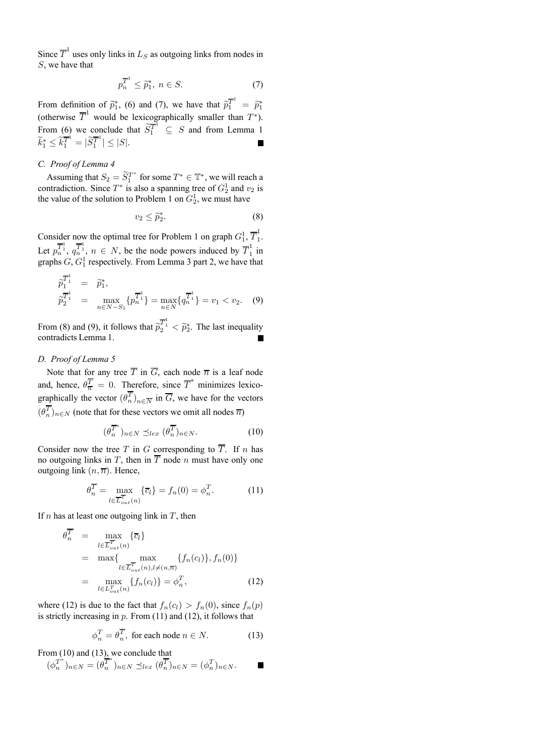Since $\overline{T}^1$ uses only links in $L_S$ as outgoing links from nodes in $S$, we have that

$$p_n^{\overline{T}^1} \leq \widetilde{p}_1^*, \; n \in S. \tag{7}$$

From definition of $\widetilde{p}_1^*$, (6) and (7), we have that $\widetilde{p}_1^{\overline{T}^1} = \widetilde{p}_1^*$ (otherwise $\overline{T}^1$ would be lexicographically smaller than $T^*$). From (6) we conclude that $\widetilde{S}_1^{\overline{T}^1} \subseteq S$ and from Lemma 1 $\widetilde{k}_1^* \leq \widetilde{k}_1^{\overline{T}^1} = |\widetilde{S}_1^{\overline{T}^1}| \leq |S|$. ■

### C. Proof of Lemma 4

Assuming that $S_2 = \widetilde{S}_1^{T^*}$ for some $T^* \in \mathbb{T}^*$, we will reach a contradiction. Since $T^*$ is also a spanning tree of $G_2^1$ and $v_2$ is the value of the solution to Problem 1 on $G_2^1$, we must have

$$v_2 \leq \widetilde{p}_2^*. \tag{8}$$

Consider now the optimal tree for Problem 1 on graph $G_1^1$, $\overline{T}_1^1$. Let $p_n^{\overline{T}_1^1}$, $q_n^{\overline{T}_1^1}$, $n \in N$, be the node powers induced by $\overline{T}_1^1$ in graphs $G$, $G_1^1$ respectively. From Lemma 3 part 2, we have that

$$\begin{aligned}
\widetilde{p}_1^{\overline{T}_1^1} &= \widetilde{p}_1^*, \\
\widetilde{p}_2^{\overline{T}_1^1} &= \max_{n \in N - S_1} \{p_n^{\overline{T}_1^1}\} = \max_{n \in N} \{q_n^{\overline{T}_1^1}\} = v_1 < v_2. \quad (9)
\end{aligned}$$

From (8) and (9), it follows that $\widetilde{p}_2^{\overline{T}_1^1} < \widetilde{p}_2^*$. The last inequality contradicts Lemma 1. ■

### D. Proof of Lemma 5

Note that for any tree $\overline{T}$ in $\overline{G}$, each node $\overline{n}$ is a leaf node and, hence, $\theta_{\overline{n}}^{\overline{T}} = 0$. Therefore, since $\overline{T}^*$ minimizes lexicographically the vector $(\theta_n^{\overline{T}})_{n \in \overline{N}}$ in $\overline{G}$, we have for the vectors $(\theta_n^{\overline{T}})_{n \in N}$ (note that for these vectors we omit all nodes $\overline{n}$)

$$(\theta_n^{\overline{T}^*})_{n \in N} \preceq_{lex} (\theta_n^{\overline{T}})_{n \in N}. \tag{10}$$

Consider now the tree $T$ in $G$ corresponding to $\overline{T}$. If $n$ has no outgoing links in $T$, then in $\overline{T}$ node $n$ must have only one outgoing link $(n, \overline{n})$. Hence,

$$\theta_n^{\overline{T}} = \max_{l \in \overline{L}_{out}^{\overline{T}}(n)} \{\overline{c}_l\} = f_n(0) = \phi_n^T. \tag{11}$$

If $n$ has at least one outgoing link in $T$, then

$$\begin{aligned}
\theta_n^{\overline{T}} &= \max_{l \in \overline{L}_{out}^{\overline{T}}(n)} \{\overline{c}_l\} \\
&= \max\{ \max_{l \in \overline{L}_{out}^{\overline{T}}(n), l \neq (n, \overline{n})} \{f_n(c_l)\}, f_n(0)\} \\
&= \max_{l \in L_{out}^{T}(n)} \{f_n(c_l)\} = \phi_n^T, \quad (12)
\end{aligned}$$

where (12) is due to the fact that $f_n(c_l) > f_n(0)$, since $f_n(p)$ is strictly increasing in $p$. From (11) and (12), it follows that

$$\phi_n^T = \theta_n^{\overline{T}}, \text{ for each node } n \in N. \tag{13}$$

From (10) and (13), we conclude that
$(\phi_n^{T^*})_{n \in N} = (\theta_n^{\overline{T}^*})_{n \in N} \preceq_{lex} (\theta_n^{\overline{T}})_{n \in N} = (\phi_n^T)_{n \in N}$. ■